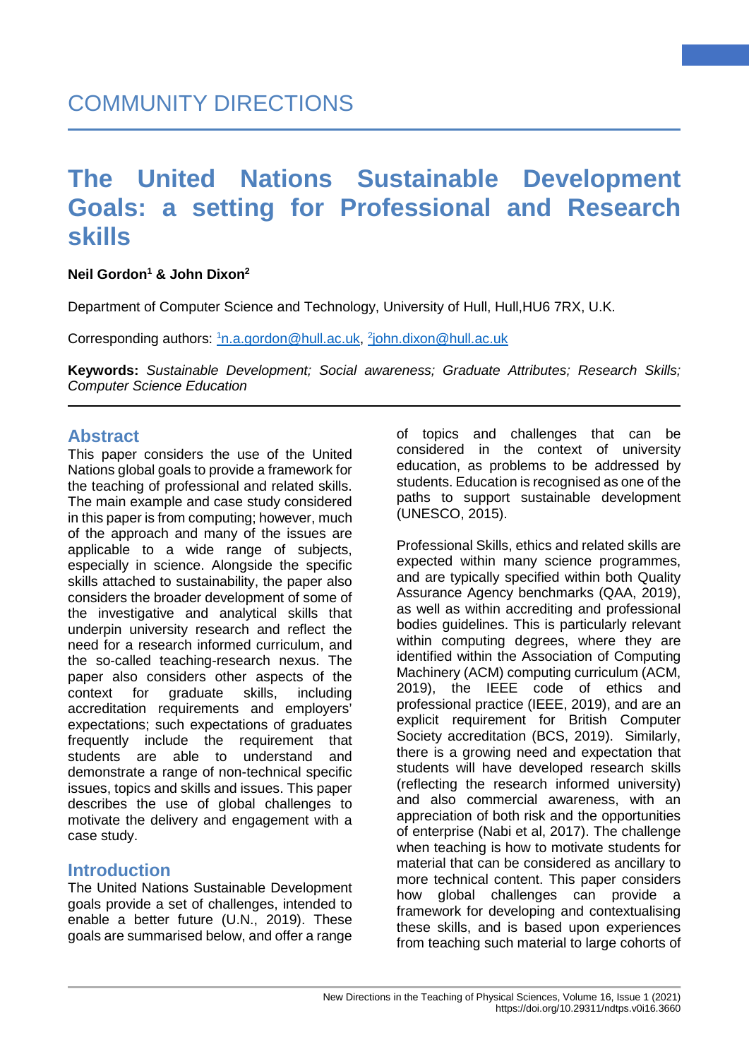# COMMUNITY DIRECTIONS

# The United Nations Sustainable Development Goals: a setting for Professional and Research skills

**Neil Gordon[1] & John Dixon[2]**

Department of Computer Science and Technology, University of Hull, Hull,HU6 7RX, U.K.

Corresponding authors: [1]n.a.gordon@hull.ac.uk, [2]john.dixon@hull.ac.uk

**Keywords:** *Sustainable Development; Social awareness; Graduate Attributes; Research Skills; Computer Science Education*

## Abstract

This paper considers the use of the United Nations global goals to provide a framework for the teaching of professional and related skills. The main example and case study considered in this paper is from computing; however, much of the approach and many of the issues are applicable to a wide range of subjects, especially in science. Alongside the specific skills attached to sustainability, the paper also considers the broader development of some of the investigative and analytical skills that underpin university research and reflect the need for a research informed curriculum, and the so-called teaching-research nexus. The paper also considers other aspects of the context for graduate skills, including accreditation requirements and employers' expectations; such expectations of graduates frequently include the requirement that students are able to understand and demonstrate a range of non-technical specific issues, topics and skills and issues. This paper describes the use of global challenges to motivate the delivery and engagement with a case study.

## Introduction

The United Nations Sustainable Development goals provide a set of challenges, intended to enable a better future (U.N., 2019). These goals are summarised below, and offer a range of topics and challenges that can be considered in the context of university education, as problems to be addressed by students. Education is recognised as one of the paths to support sustainable development (UNESCO, 2015).

Professional Skills, ethics and related skills are expected within many science programmes, and are typically specified within both Quality Assurance Agency benchmarks (QAA, 2019), as well as within accrediting and professional bodies guidelines. This is particularly relevant within computing degrees, where they are identified within the Association of Computing Machinery (ACM) computing curriculum (ACM, 2019), the IEEE code of ethics and professional practice (IEEE, 2019), and are an explicit requirement for British Computer Society accreditation (BCS, 2019). Similarly, there is a growing need and expectation that students will have developed research skills (reflecting the research informed university) and also commercial awareness, with an appreciation of both risk and the opportunities of enterprise (Nabi et al, 2017). The challenge when teaching is how to motivate students for material that can be considered as ancillary to more technical content. This paper considers how global challenges can provide a framework for developing and contextualising these skills, and is based upon experiences from teaching such material to large cohorts of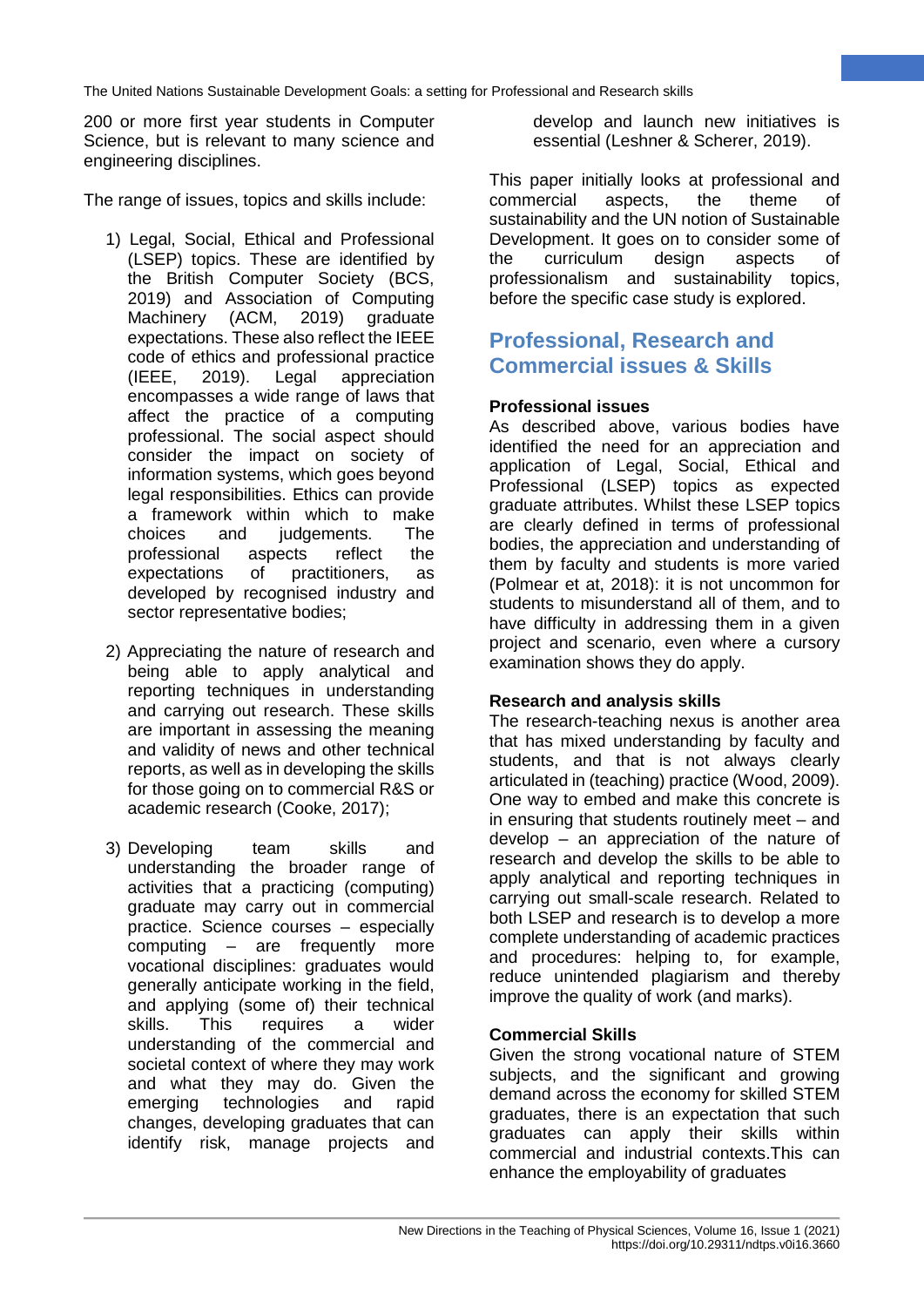200 or more first year students in Computer Science, but is relevant to many science and engineering disciplines.

The range of issues, topics and skills include:

1) Legal, Social, Ethical and Professional (LSEP) topics. These are identified by the British Computer Society (BCS, 2019) and Association of Computing Machinery (ACM, 2019) graduate expectations. These also reflect the IEEE code of ethics and professional practice (IEEE, 2019). Legal appreciation encompasses a wide range of laws that affect the practice of a computing professional. The social aspect should consider the impact on society of information systems, which goes beyond legal responsibilities. Ethics can provide a framework within which to make choices and judgements. The professional aspects reflect the expectations of practitioners, as developed by recognised industry and sector representative bodies;

2) Appreciating the nature of research and being able to apply analytical and reporting techniques in understanding and carrying out research. These skills are important in assessing the meaning and validity of news and other technical reports, as well as in developing the skills for those going on to commercial R&S or academic research (Cooke, 2017);

3) Developing team skills and understanding the broader range of activities that a practicing (computing) graduate may carry out in commercial practice. Science courses – especially computing – are frequently more vocational disciplines: graduates would generally anticipate working in the field, and applying (some of) their technical skills. This requires a wider understanding of the commercial and societal context of where they may work and what they may do. Given the emerging technologies and rapid changes, developing graduates that can identify risk, manage projects and develop and launch new initiatives is essential (Leshner & Scherer, 2019).

This paper initially looks at professional and commercial aspects, the theme of sustainability and the UN notion of Sustainable Development. It goes on to consider some of the curriculum design aspects of professionalism and sustainability topics, before the specific case study is explored.

## Professional, Research and Commercial issues & Skills

### Professional issues

As described above, various bodies have identified the need for an appreciation and application of Legal, Social, Ethical and Professional (LSEP) topics as expected graduate attributes. Whilst these LSEP topics are clearly defined in terms of professional bodies, the appreciation and understanding of them by faculty and students is more varied (Polmear et at, 2018): it is not uncommon for students to misunderstand all of them, and to have difficulty in addressing them in a given project and scenario, even where a cursory examination shows they do apply.

### Research and analysis skills

The research-teaching nexus is another area that has mixed understanding by faculty and students, and that is not always clearly articulated in (teaching) practice (Wood, 2009). One way to embed and make this concrete is in ensuring that students routinely meet – and develop – an appreciation of the nature of research and develop the skills to be able to apply analytical and reporting techniques in carrying out small-scale research. Related to both LSEP and research is to develop a more complete understanding of academic practices and procedures: helping to, for example, reduce unintended plagiarism and thereby improve the quality of work (and marks).

### Commercial Skills

Given the strong vocational nature of STEM subjects, and the significant and growing demand across the economy for skilled STEM graduates, there is an expectation that such graduates can apply their skills within commercial and industrial contexts.This can enhance the employability of graduates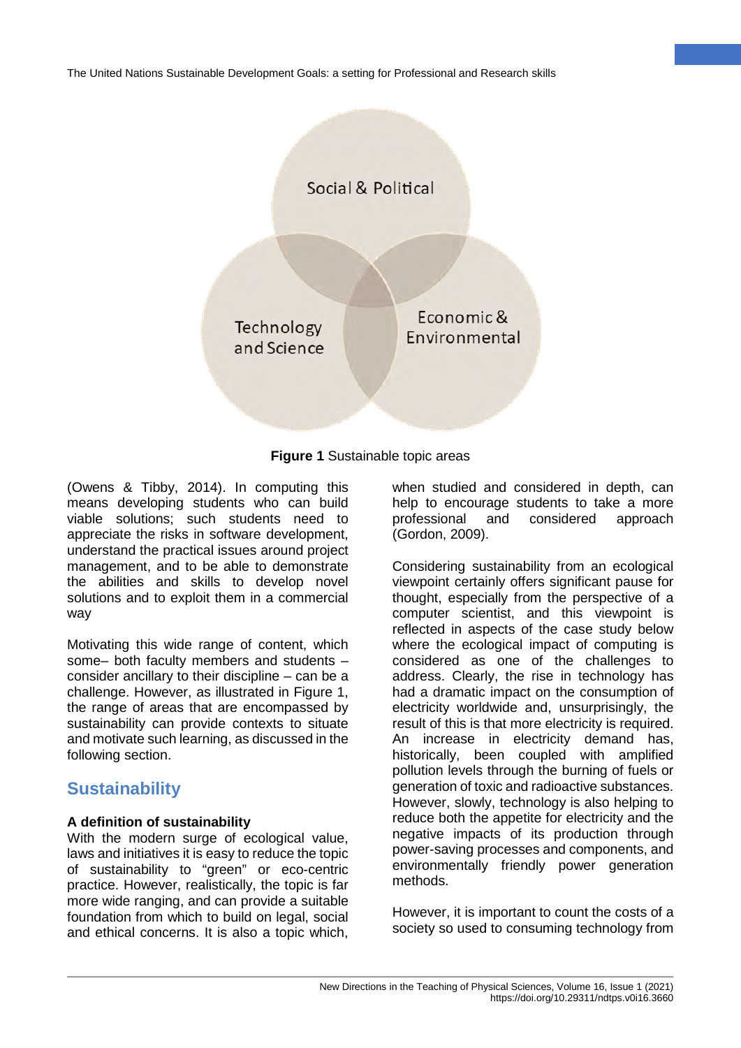Social & Political

Technology and Science

Economic & Environmental

**Figure 1** Sustainable topic areas

(Owens & Tibby, 2014). In computing this means developing students who can build viable solutions; such students need to appreciate the risks in software development, understand the practical issues around project management, and to be able to demonstrate the abilities and skills to develop novel solutions and to exploit them in a commercial way

Motivating this wide range of content, which some– both faculty members and students – consider ancillary to their discipline – can be a challenge. However, as illustrated in Figure 1, the range of areas that are encompassed by sustainability can provide contexts to situate and motivate such learning, as discussed in the following section.

## Sustainability

### A definition of sustainability

With the modern surge of ecological value, laws and initiatives it is easy to reduce the topic of sustainability to "green" or eco-centric practice. However, realistically, the topic is far more wide ranging, and can provide a suitable foundation from which to build on legal, social and ethical concerns. It is also a topic which, when studied and considered in depth, can help to encourage students to take a more professional and considered approach (Gordon, 2009).

Considering sustainability from an ecological viewpoint certainly offers significant pause for thought, especially from the perspective of a computer scientist, and this viewpoint is reflected in aspects of the case study below where the ecological impact of computing is considered as one of the challenges to address. Clearly, the rise in technology has had a dramatic impact on the consumption of electricity worldwide and, unsurprisingly, the result of this is that more electricity is required. An increase in electricity demand has, historically, been coupled with amplified pollution levels through the burning of fuels or generation of toxic and radioactive substances. However, slowly, technology is also helping to reduce both the appetite for electricity and the negative impacts of its production through power-saving processes and components, and environmentally friendly power generation methods.

However, it is important to count the costs of a society so used to consuming technology from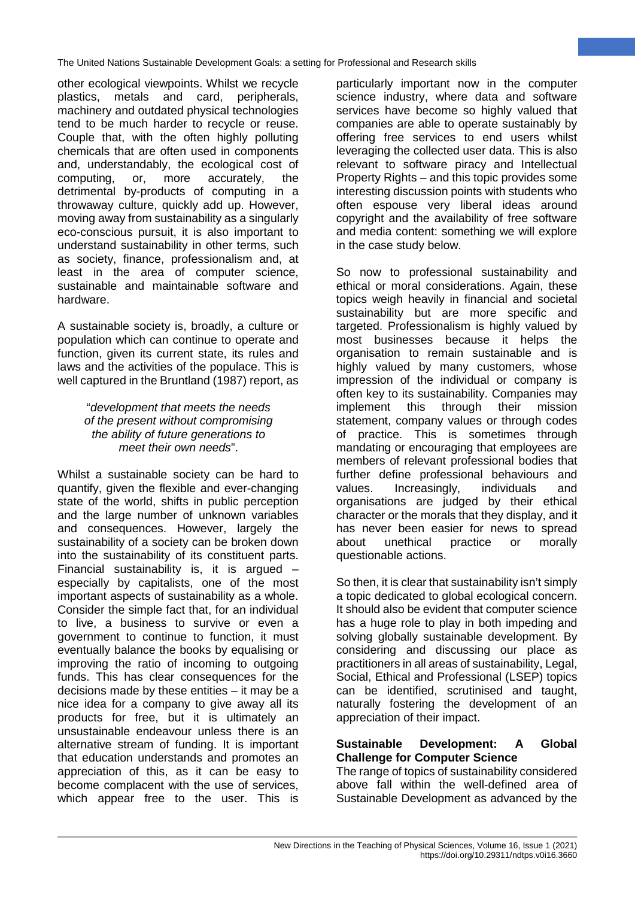other ecological viewpoints. Whilst we recycle plastics, metals and card, peripherals, machinery and outdated physical technologies tend to be much harder to recycle or reuse. Couple that, with the often highly polluting chemicals that are often used in components and, understandably, the ecological cost of computing, or, more accurately, the detrimental by-products of computing in a throwaway culture, quickly add up. However, moving away from sustainability as a singularly eco-conscious pursuit, it is also important to understand sustainability in other terms, such as society, finance, professionalism and, at least in the area of computer science, sustainable and maintainable software and hardware.

A sustainable society is, broadly, a culture or population which can continue to operate and function, given its current state, its rules and laws and the activities of the populace. This is well captured in the Bruntland (1987) report, as

> "*development that meets the needs of the present without compromising the ability of future generations to meet their own needs*".

Whilst a sustainable society can be hard to quantify, given the flexible and ever-changing state of the world, shifts in public perception and the large number of unknown variables and consequences. However, largely the sustainability of a society can be broken down into the sustainability of its constituent parts. Financial sustainability is, it is argued – especially by capitalists, one of the most important aspects of sustainability as a whole. Consider the simple fact that, for an individual to live, a business to survive or even a government to continue to function, it must eventually balance the books by equalising or improving the ratio of incoming to outgoing funds. This has clear consequences for the decisions made by these entities – it may be a nice idea for a company to give away all its products for free, but it is ultimately an unsustainable endeavour unless there is an alternative stream of funding. It is important that education understands and promotes an appreciation of this, as it can be easy to become complacent with the use of services, which appear free to the user. This is particularly important now in the computer science industry, where data and software services have become so highly valued that companies are able to operate sustainably by offering free services to end users whilst leveraging the collected user data. This is also relevant to software piracy and Intellectual Property Rights – and this topic provides some interesting discussion points with students who often espouse very liberal ideas around copyright and the availability of free software and media content: something we will explore in the case study below.

So now to professional sustainability and ethical or moral considerations. Again, these topics weigh heavily in financial and societal sustainability but are more specific and targeted. Professionalism is highly valued by most businesses because it helps the organisation to remain sustainable and is highly valued by many customers, whose impression of the individual or company is often key to its sustainability. Companies may implement this through their mission statement, company values or through codes of practice. This is sometimes through mandating or encouraging that employees are members of relevant professional bodies that further define professional behaviours and values. Increasingly, individuals and organisations are judged by their ethical character or the morals that they display, and it has never been easier for news to spread about unethical practice or morally questionable actions.

So then, it is clear that sustainability isn't simply a topic dedicated to global ecological concern. It should also be evident that computer science has a huge role to play in both impeding and solving globally sustainable development. By considering and discussing our place as practitioners in all areas of sustainability, Legal, Social, Ethical and Professional (LSEP) topics can be identified, scrutinised and taught, naturally fostering the development of an appreciation of their impact.

**Sustainable Development: A Global Challenge for Computer Science**

The range of topics of sustainability considered above fall within the well-defined area of Sustainable Development as advanced by the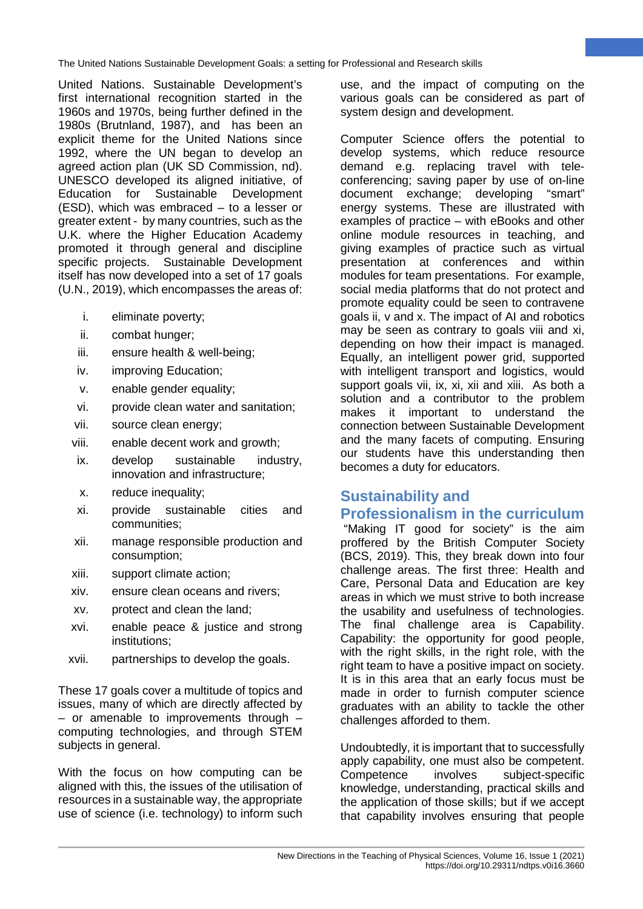United Nations. Sustainable Development's first international recognition started in the 1960s and 1970s, being further defined in the 1980s (Brutnland, 1987), and has been an explicit theme for the United Nations since 1992, where the UN began to develop an agreed action plan (UK SD Commission, nd). UNESCO developed its aligned initiative, of Education for Sustainable Development (ESD), which was embraced – to a lesser or greater extent - by many countries, such as the U.K. where the Higher Education Academy promoted it through general and discipline specific projects. Sustainable Development itself has now developed into a set of 17 goals (U.N., 2019), which encompasses the areas of:

i. eliminate poverty;
ii. combat hunger;
iii. ensure health & well-being;
iv. improving Education;
v. enable gender equality;
vi. provide clean water and sanitation;
vii. source clean energy;
viii. enable decent work and growth;
ix. develop sustainable industry, innovation and infrastructure;
x. reduce inequality;
xi. provide sustainable cities and communities;
xii. manage responsible production and consumption;
xiii. support climate action;
xiv. ensure clean oceans and rivers;
xv. protect and clean the land;
xvi. enable peace & justice and strong institutions;
xvii. partnerships to develop the goals.

These 17 goals cover a multitude of topics and issues, many of which are directly affected by – or amenable to improvements through – computing technologies, and through STEM subjects in general.

With the focus on how computing can be aligned with this, the issues of the utilisation of resources in a sustainable way, the appropriate use of science (i.e. technology) to inform such use, and the impact of computing on the various goals can be considered as part of system design and development.

Computer Science offers the potential to develop systems, which reduce resource demand e.g. replacing travel with tele-conferencing; saving paper by use of on-line document exchange; developing "smart" energy systems. These are illustrated with examples of practice – with eBooks and other online module resources in teaching, and giving examples of practice such as virtual presentation at conferences and within modules for team presentations. For example, social media platforms that do not protect and promote equality could be seen to contravene goals ii, v and x. The impact of AI and robotics may be seen as contrary to goals viii and xi, depending on how their impact is managed. Equally, an intelligent power grid, supported with intelligent transport and logistics, would support goals vii, ix, xi, xii and xiii. As both a solution and a contributor to the problem makes it important to understand the connection between Sustainable Development and the many facets of computing. Ensuring our students have this understanding then becomes a duty for educators.

## Sustainability and Professionalism in the curriculum

"Making IT good for society" is the aim proffered by the British Computer Society (BCS, 2019). This, they break down into four challenge areas. The first three: Health and Care, Personal Data and Education are key areas in which we must strive to both increase the usability and usefulness of technologies. The final challenge area is Capability. Capability: the opportunity for good people, with the right skills, in the right role, with the right team to have a positive impact on society. It is in this area that an early focus must be made in order to furnish computer science graduates with an ability to tackle the other challenges afforded to them.

Undoubtedly, it is important that to successfully apply capability, one must also be competent. Competence involves subject-specific knowledge, understanding, practical skills and the application of those skills; but if we accept that capability involves ensuring that people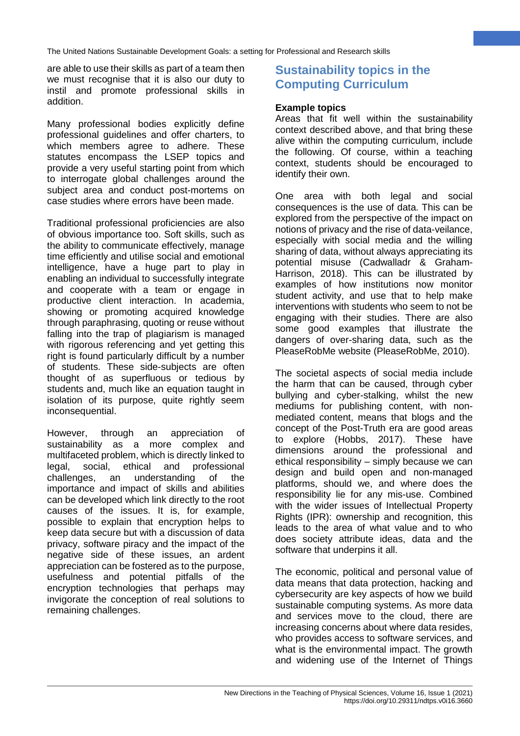are able to use their skills as part of a team then we must recognise that it is also our duty to instil and promote professional skills in addition.

Many professional bodies explicitly define professional guidelines and offer charters, to which members agree to adhere. These statutes encompass the LSEP topics and provide a very useful starting point from which to interrogate global challenges around the subject area and conduct post-mortems on case studies where errors have been made.

Traditional professional proficiencies are also of obvious importance too. Soft skills, such as the ability to communicate effectively, manage time efficiently and utilise social and emotional intelligence, have a huge part to play in enabling an individual to successfully integrate and cooperate with a team or engage in productive client interaction. In academia, showing or promoting acquired knowledge through paraphrasing, quoting or reuse without falling into the trap of plagiarism is managed with rigorous referencing and yet getting this right is found particularly difficult by a number of students. These side-subjects are often thought of as superfluous or tedious by students and, much like an equation taught in isolation of its purpose, quite rightly seem inconsequential.

However, through an appreciation of sustainability as a more complex and multifaceted problem, which is directly linked to legal, social, ethical and professional challenges, an understanding of the importance and impact of skills and abilities can be developed which link directly to the root causes of the issues. It is, for example, possible to explain that encryption helps to keep data secure but with a discussion of data privacy, software piracy and the impact of the negative side of these issues, an ardent appreciation can be fostered as to the purpose, usefulness and potential pitfalls of the encryption technologies that perhaps may invigorate the conception of real solutions to remaining challenges.

## Sustainability topics in the Computing Curriculum

**Example topics**

Areas that fit well within the sustainability context described above, and that bring these alive within the computing curriculum, include the following. Of course, within a teaching context, students should be encouraged to identify their own.

One area with both legal and social consequences is the use of data. This can be explored from the perspective of the impact on notions of privacy and the rise of data-veilance, especially with social media and the willing sharing of data, without always appreciating its potential misuse (Cadwalladr & Graham-Harrison, 2018). This can be illustrated by examples of how institutions now monitor student activity, and use that to help make interventions with students who seem to not be engaging with their studies. There are also some good examples that illustrate the dangers of over-sharing data, such as the PleaseRobMe website (PleaseRobMe, 2010).

The societal aspects of social media include the harm that can be caused, through cyber bullying and cyber-stalking, whilst the new mediums for publishing content, with non-mediated content, means that blogs and the concept of the Post-Truth era are good areas to explore (Hobbs, 2017). These have dimensions around the professional and ethical responsibility – simply because we can design and build open and non-managed platforms, should we, and where does the responsibility lie for any mis-use. Combined with the wider issues of Intellectual Property Rights (IPR): ownership and recognition, this leads to the area of what value and to who does society attribute ideas, data and the software that underpins it all.

The economic, political and personal value of data means that data protection, hacking and cybersecurity are key aspects of how we build sustainable computing systems. As more data and services move to the cloud, there are increasing concerns about where data resides, who provides access to software services, and what is the environmental impact. The growth and widening use of the Internet of Things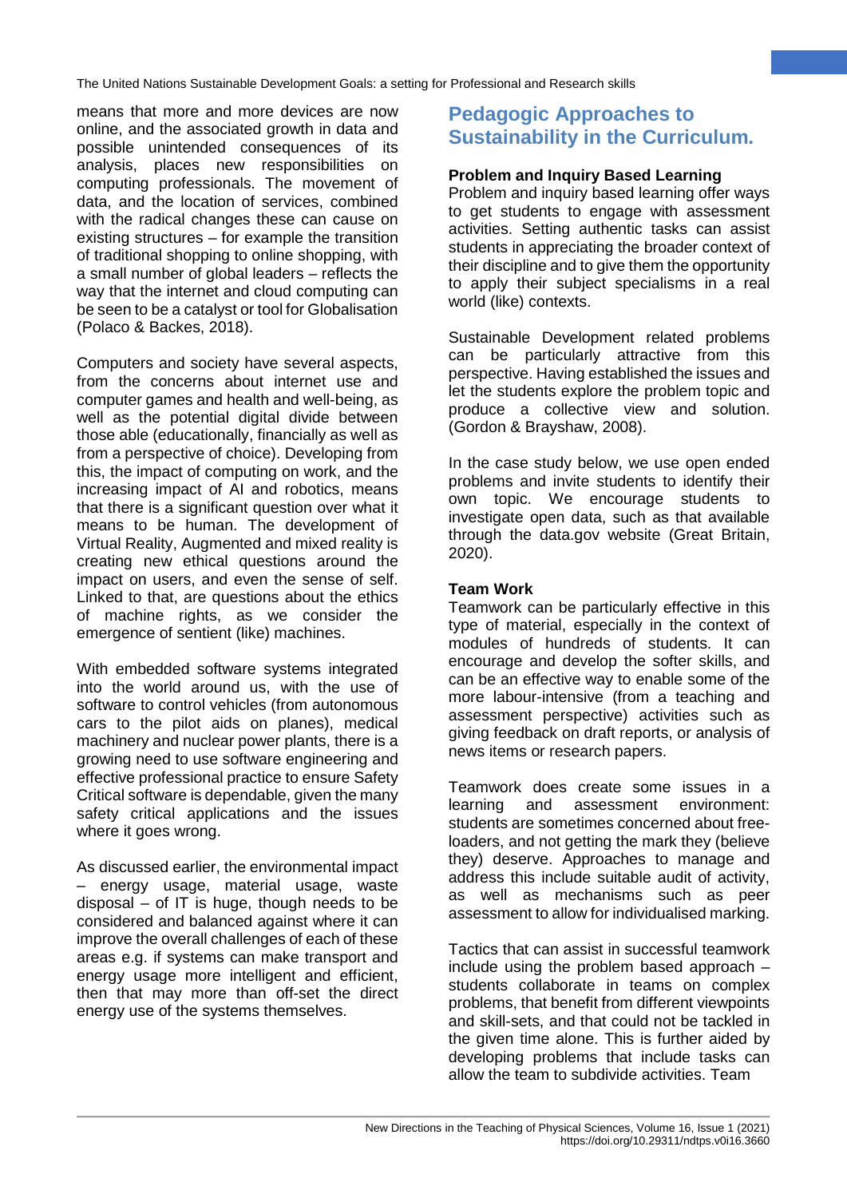means that more and more devices are now online, and the associated growth in data and possible unintended consequences of its analysis, places new responsibilities on computing professionals. The movement of data, and the location of services, combined with the radical changes these can cause on existing structures – for example the transition of traditional shopping to online shopping, with a small number of global leaders – reflects the way that the internet and cloud computing can be seen to be a catalyst or tool for Globalisation (Polaco & Backes, 2018).

Computers and society have several aspects, from the concerns about internet use and computer games and health and well-being, as well as the potential digital divide between those able (educationally, financially as well as from a perspective of choice). Developing from this, the impact of computing on work, and the increasing impact of AI and robotics, means that there is a significant question over what it means to be human. The development of Virtual Reality, Augmented and mixed reality is creating new ethical questions around the impact on users, and even the sense of self. Linked to that, are questions about the ethics of machine rights, as we consider the emergence of sentient (like) machines.

With embedded software systems integrated into the world around us, with the use of software to control vehicles (from autonomous cars to the pilot aids on planes), medical machinery and nuclear power plants, there is a growing need to use software engineering and effective professional practice to ensure Safety Critical software is dependable, given the many safety critical applications and the issues where it goes wrong.

As discussed earlier, the environmental impact – energy usage, material usage, waste disposal – of IT is huge, though needs to be considered and balanced against where it can improve the overall challenges of each of these areas e.g. if systems can make transport and energy usage more intelligent and efficient, then that may more than off-set the direct energy use of the systems themselves.

## Pedagogic Approaches to Sustainability in the Curriculum.

**Problem and Inquiry Based Learning**

Problem and inquiry based learning offer ways to get students to engage with assessment activities. Setting authentic tasks can assist students in appreciating the broader context of their discipline and to give them the opportunity to apply their subject specialisms in a real world (like) contexts.

Sustainable Development related problems can be particularly attractive from this perspective. Having established the issues and let the students explore the problem topic and produce a collective view and solution. (Gordon & Brayshaw, 2008).

In the case study below, we use open ended problems and invite students to identify their own topic. We encourage students to investigate open data, such as that available through the data.gov website (Great Britain, 2020).

**Team Work**

Teamwork can be particularly effective in this type of material, especially in the context of modules of hundreds of students. It can encourage and develop the softer skills, and can be an effective way to enable some of the more labour-intensive (from a teaching and assessment perspective) activities such as giving feedback on draft reports, or analysis of news items or research papers.

Teamwork does create some issues in a learning and assessment environment: students are sometimes concerned about free-loaders, and not getting the mark they (believe they) deserve. Approaches to manage and address this include suitable audit of activity, as well as mechanisms such as peer assessment to allow for individualised marking.

Tactics that can assist in successful teamwork include using the problem based approach – students collaborate in teams on complex problems, that benefit from different viewpoints and skill-sets, and that could not be tackled in the given time alone. This is further aided by developing problems that include tasks can allow the team to subdivide activities. Team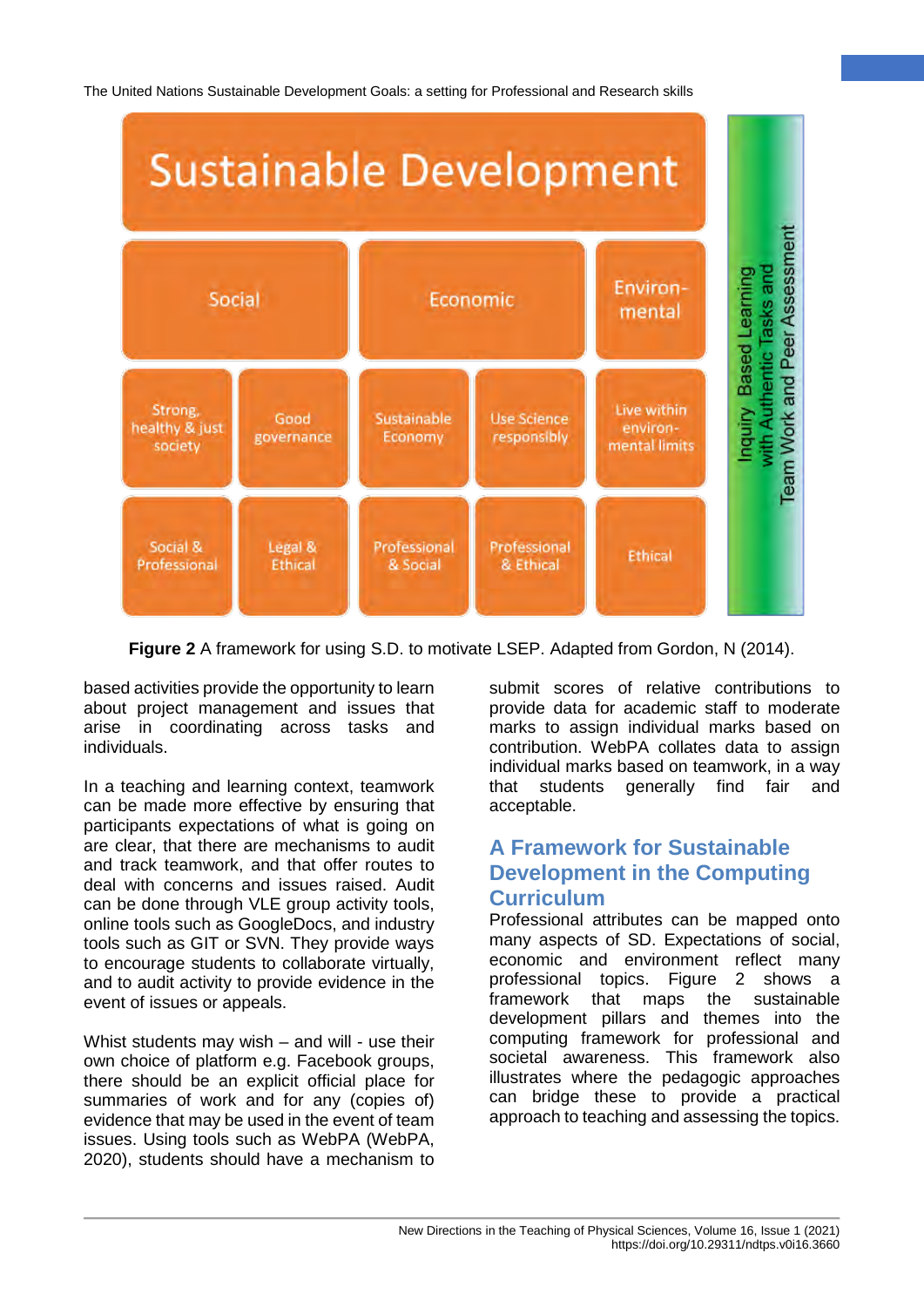**Figure 2** A framework for using S.D. to motivate LSEP. Adapted from Gordon, N (2014).

based activities provide the opportunity to learn about project management and issues that arise in coordinating across tasks and individuals.

In a teaching and learning context, teamwork can be made more effective by ensuring that participants expectations of what is going on are clear, that there are mechanisms to audit and track teamwork, and that offer routes to deal with concerns and issues raised. Audit can be done through VLE group activity tools, online tools such as GoogleDocs, and industry tools such as GIT or SVN. They provide ways to encourage students to collaborate virtually, and to audit activity to provide evidence in the event of issues or appeals.

Whist students may wish – and will - use their own choice of platform e.g. Facebook groups, there should be an explicit official place for summaries of work and for any (copies of) evidence that may be used in the event of team issues. Using tools such as WebPA (WebPA, 2020), students should have a mechanism to submit scores of relative contributions to provide data for academic staff to moderate marks to assign individual marks based on contribution. WebPA collates data to assign individual marks based on teamwork, in a way that students generally find fair and acceptable.

## A Framework for Sustainable Development in the Computing Curriculum

Professional attributes can be mapped onto many aspects of SD. Expectations of social, economic and environment reflect many professional topics. Figure 2 shows a framework that maps the sustainable development pillars and themes into the computing framework for professional and societal awareness. This framework also illustrates where the pedagogic approaches can bridge these to provide a practical approach to teaching and assessing the topics.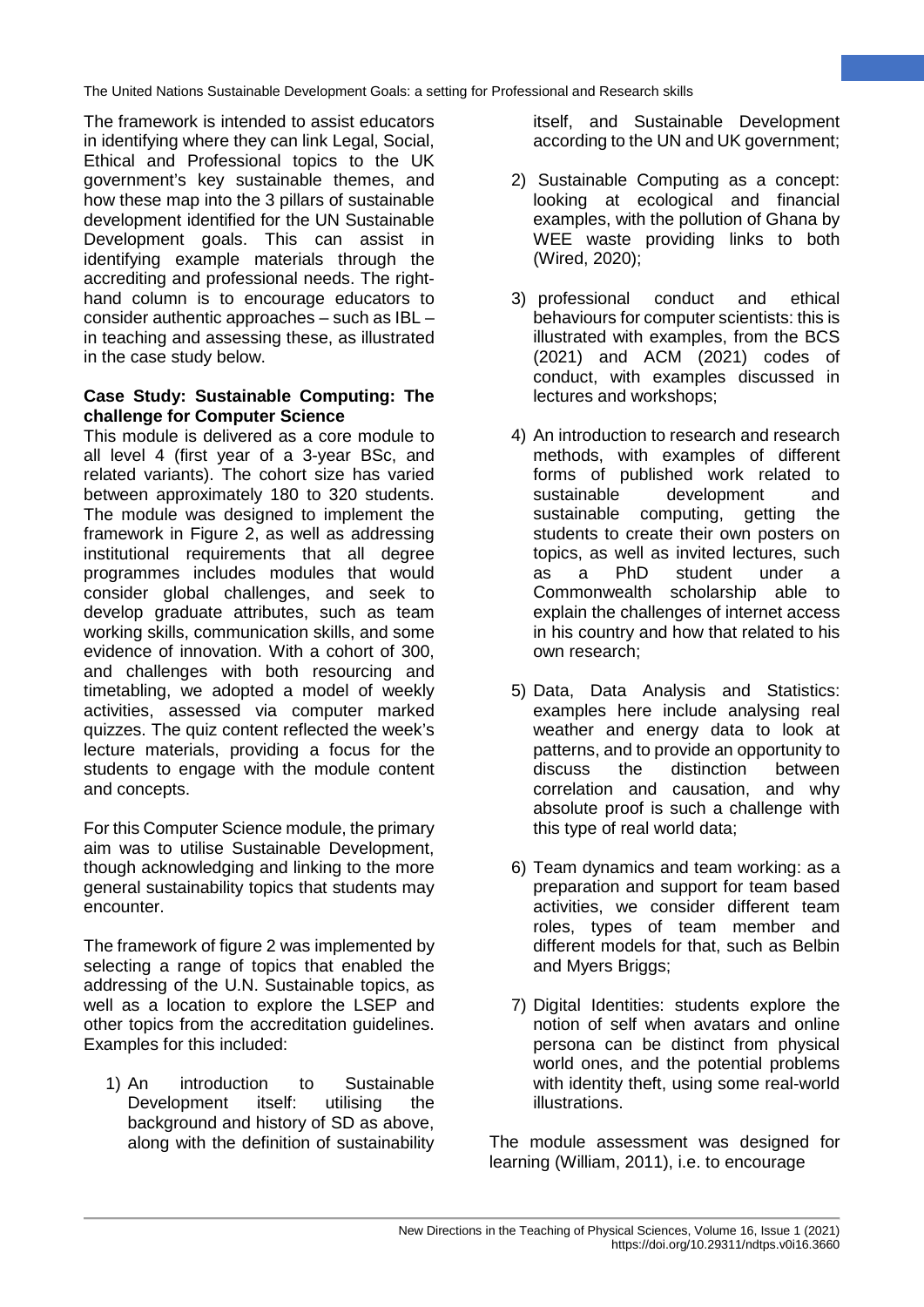The framework is intended to assist educators in identifying where they can link Legal, Social, Ethical and Professional topics to the UK government's key sustainable themes, and how these map into the 3 pillars of sustainable development identified for the UN Sustainable Development goals. This can assist in identifying example materials through the accrediting and professional needs. The right-hand column is to encourage educators to consider authentic approaches – such as IBL – in teaching and assessing these, as illustrated in the case study below.

**Case Study: Sustainable Computing: The challenge for Computer Science**

This module is delivered as a core module to all level 4 (first year of a 3-year BSc, and related variants). The cohort size has varied between approximately 180 to 320 students. The module was designed to implement the framework in Figure 2, as well as addressing institutional requirements that all degree programmes includes modules that would consider global challenges, and seek to develop graduate attributes, such as team working skills, communication skills, and some evidence of innovation. With a cohort of 300, and challenges with both resourcing and timetabling, we adopted a model of weekly activities, assessed via computer marked quizzes. The quiz content reflected the week's lecture materials, providing a focus for the students to engage with the module content and concepts.

For this Computer Science module, the primary aim was to utilise Sustainable Development, though acknowledging and linking to the more general sustainability topics that students may encounter.

The framework of figure 2 was implemented by selecting a range of topics that enabled the addressing of the U.N. Sustainable topics, as well as a location to explore the LSEP and other topics from the accreditation guidelines. Examples for this included:

1) An introduction to Sustainable Development itself: utilising the background and history of SD as above, along with the definition of sustainability itself, and Sustainable Development according to the UN and UK government;
2) Sustainable Computing as a concept: looking at ecological and financial examples, with the pollution of Ghana by WEE waste providing links to both (Wired, 2020);
3) professional conduct and ethical behaviours for computer scientists: this is illustrated with examples, from the BCS (2021) and ACM (2021) codes of conduct, with examples discussed in lectures and workshops;
4) An introduction to research and research methods, with examples of different forms of published work related to sustainable development and sustainable computing, getting the students to create their own posters on topics, as well as invited lectures, such as a PhD student under a Commonwealth scholarship able to explain the challenges of internet access in his country and how that related to his own research;
5) Data, Data Analysis and Statistics: examples here include analysing real weather and energy data to look at patterns, and to provide an opportunity to discuss the distinction between correlation and causation, and why absolute proof is such a challenge with this type of real world data;
6) Team dynamics and team working: as a preparation and support for team based activities, we consider different team roles, types of team member and different models for that, such as Belbin and Myers Briggs;
7) Digital Identities: students explore the notion of self when avatars and online persona can be distinct from physical world ones, and the potential problems with identity theft, using some real-world illustrations.

The module assessment was designed for learning (William, 2011), i.e. to encourage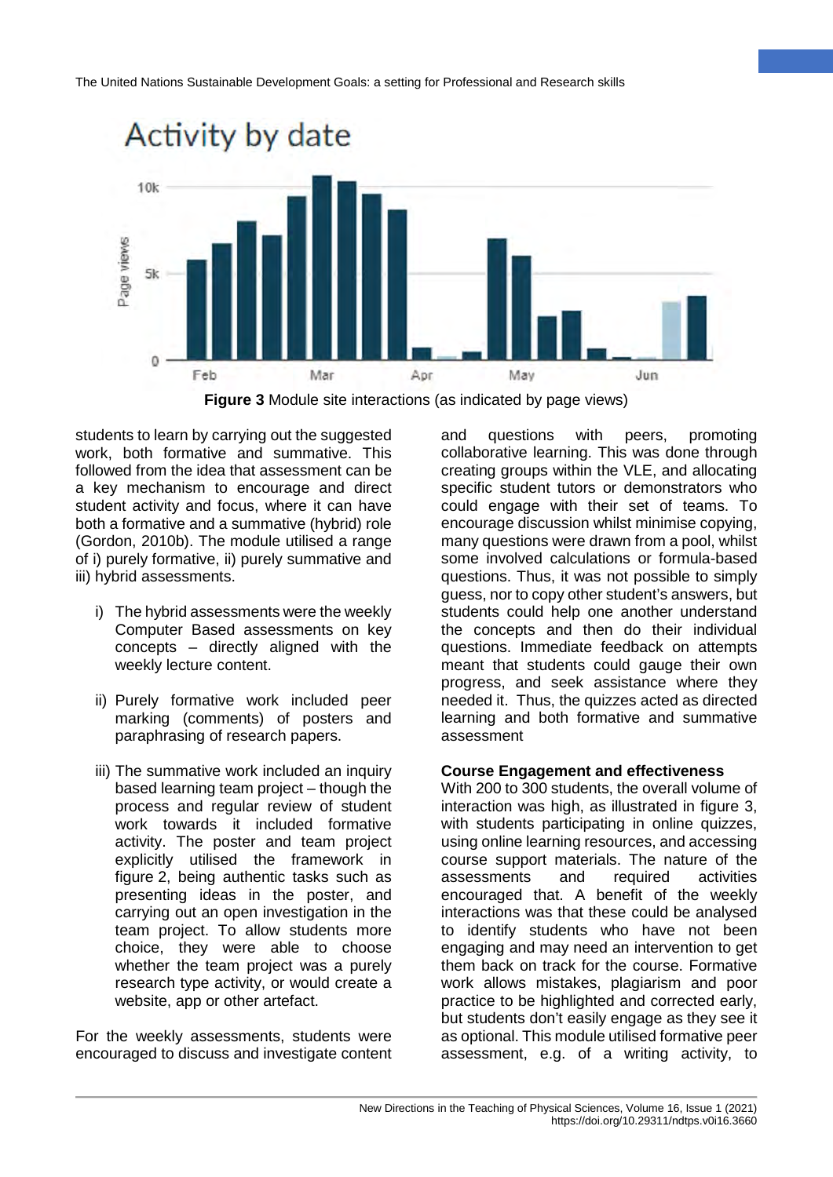Figure 3 Module site interactions (as indicated by page views)

students to learn by carrying out the suggested work, both formative and summative. This followed from the idea that assessment can be a key mechanism to encourage and direct student activity and focus, where it can have both a formative and a summative (hybrid) role (Gordon, 2010b). The module utilised a range of i) purely formative, ii) purely summative and iii) hybrid assessments.

i) The hybrid assessments were the weekly Computer Based assessments on key concepts – directly aligned with the weekly lecture content.

ii) Purely formative work included peer marking (comments) of posters and paraphrasing of research papers.

iii) The summative work included an inquiry based learning team project – though the process and regular review of student work towards it included formative activity. The poster and team project explicitly utilised the framework in figure 2, being authentic tasks such as presenting ideas in the poster, and carrying out an open investigation in the team project. To allow students more choice, they were able to choose whether the team project was a purely research type activity, or would create a website, app or other artefact.

For the weekly assessments, students were encouraged to discuss and investigate content and questions with peers, promoting collaborative learning. This was done through creating groups within the VLE, and allocating specific student tutors or demonstrators who could engage with their set of teams. To encourage discussion whilst minimise copying, many questions were drawn from a pool, whilst some involved calculations or formula-based questions. Thus, it was not possible to simply guess, nor to copy other student's answers, but students could help one another understand the concepts and then do their individual questions. Immediate feedback on attempts meant that students could gauge their own progress, and seek assistance where they needed it. Thus, the quizzes acted as directed learning and both formative and summative assessment

**Course Engagement and effectiveness**

With 200 to 300 students, the overall volume of interaction was high, as illustrated in figure 3, with students participating in online quizzes, using online learning resources, and accessing course support materials. The nature of the assessments and required activities encouraged that. A benefit of the weekly interactions was that these could be analysed to identify students who have not been engaging and may need an intervention to get them back on track for the course. Formative work allows mistakes, plagiarism and poor practice to be highlighted and corrected early, but students don't easily engage as they see it as optional. This module utilised formative peer assessment, e.g. of a writing activity, to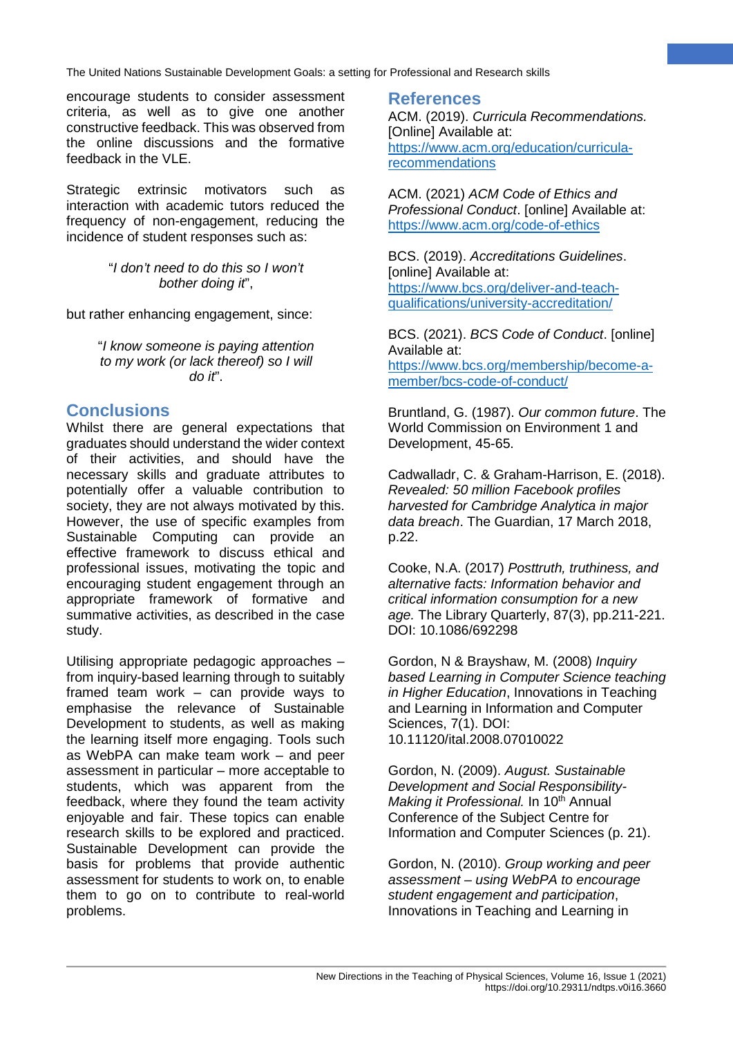encourage students to consider assessment criteria, as well as to give one another constructive feedback. This was observed from the online discussions and the formative feedback in the VLE.

Strategic extrinsic motivators such as interaction with academic tutors reduced the frequency of non-engagement, reducing the incidence of student responses such as:

> "*I don't need to do this so I won't bother doing it*",

but rather enhancing engagement, since:

> "*I know someone is paying attention to my work (or lack thereof) so I will do it*".

## Conclusions

Whilst there are general expectations that graduates should understand the wider context of their activities, and should have the necessary skills and graduate attributes to potentially offer a valuable contribution to society, they are not always motivated by this. However, the use of specific examples from Sustainable Computing can provide an effective framework to discuss ethical and professional issues, motivating the topic and encouraging student engagement through an appropriate framework of formative and summative activities, as described in the case study.

Utilising appropriate pedagogic approaches – from inquiry-based learning through to suitably framed team work – can provide ways to emphasise the relevance of Sustainable Development to students, as well as making the learning itself more engaging. Tools such as WebPA can make team work – and peer assessment in particular – more acceptable to students, which was apparent from the feedback, where they found the team activity enjoyable and fair. These topics can enable research skills to be explored and practiced. Sustainable Development can provide the basis for problems that provide authentic assessment for students to work on, to enable them to go on to contribute to real-world problems.

## References

ACM. (2019). *Curricula Recommendations.* [Online] Available at: https://www.acm.org/education/curricula-recommendations

ACM. (2021) *ACM Code of Ethics and Professional Conduct*. [online] Available at: https://www.acm.org/code-of-ethics

BCS. (2019). *Accreditations Guidelines*. [online] Available at: https://www.bcs.org/deliver-and-teach-qualifications/university-accreditation/

BCS. (2021). *BCS Code of Conduct*. [online] Available at: https://www.bcs.org/membership/become-a-member/bcs-code-of-conduct/

Bruntland, G. (1987). *Our common future*. The World Commission on Environment 1 and Development, 45-65.

Cadwalladr, C. & Graham-Harrison, E. (2018). *Revealed: 50 million Facebook profiles harvested for Cambridge Analytica in major data breach*. The Guardian, 17 March 2018, p.22.

Cooke, N.A. (2017) *Posttruth, truthiness, and alternative facts: Information behavior and critical information consumption for a new age.* The Library Quarterly, 87(3), pp.211-221. DOI: 10.1086/692298

Gordon, N & Brayshaw, M. (2008) *Inquiry based Learning in Computer Science teaching in Higher Education*, Innovations in Teaching and Learning in Information and Computer Sciences, 7(1). DOI: 10.11120/ital.2008.07010022

Gordon, N. (2009). *August. Sustainable Development and Social Responsibility-Making it Professional.* In 10th Annual Conference of the Subject Centre for Information and Computer Sciences (p. 21).

Gordon, N. (2010). *Group working and peer assessment – using WebPA to encourage student engagement and participation*, Innovations in Teaching and Learning in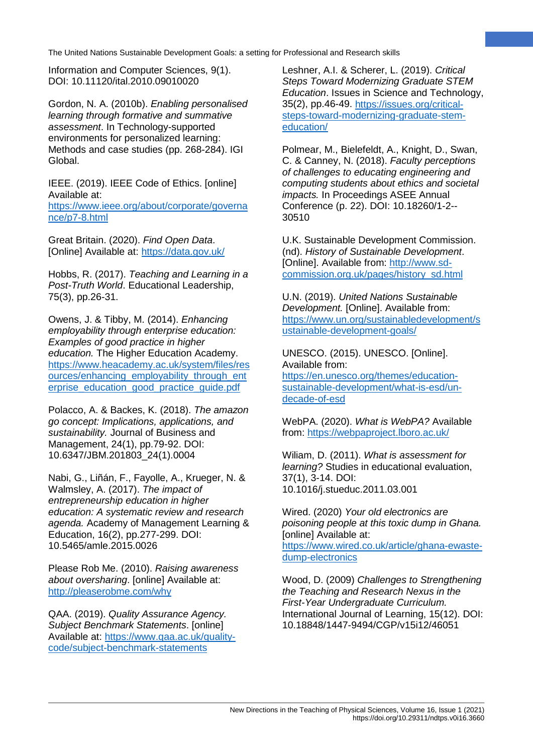Information and Computer Sciences, 9(1). DOI: 10.11120/ital.2010.09010020

Gordon, N. A. (2010b). *Enabling personalised learning through formative and summative assessment*. In Technology-supported environments for personalized learning: Methods and case studies (pp. 268-284). IGI Global.

IEEE. (2019). IEEE Code of Ethics. [online] Available at: https://www.ieee.org/about/corporate/governance/p7-8.html

Great Britain. (2020). *Find Open Data*. [Online] Available at: https://data.gov.uk/

Hobbs, R. (2017). *Teaching and Learning in a Post-Truth World*. Educational Leadership, 75(3), pp.26-31.

Owens, J. & Tibby, M. (2014). *Enhancing employability through enterprise education: Examples of good practice in higher education.* The Higher Education Academy. https://www.heacademy.ac.uk/system/files/resources/enhancing_employability_through_enterprise_education_good_practice_guide.pdf

Polacco, A. & Backes, K. (2018). *The amazon go concept: Implications, applications, and sustainability.* Journal of Business and Management, 24(1), pp.79-92. DOI: 10.6347/JBM.201803_24(1).0004

Nabi, G., Liñán, F., Fayolle, A., Krueger, N. & Walmsley, A. (2017). *The impact of entrepreneurship education in higher education: A systematic review and research agenda.* Academy of Management Learning & Education, 16(2), pp.277-299. DOI: 10.5465/amle.2015.0026

Please Rob Me. (2010). *Raising awareness about oversharing*. [online] Available at: http://pleaserobme.com/why

QAA. (2019). *Quality Assurance Agency. Subject Benchmark Statements*. [online] Available at: https://www.qaa.ac.uk/quality-code/subject-benchmark-statements

Leshner, A.I. & Scherer, L. (2019). *Critical Steps Toward Modernizing Graduate STEM Education*. Issues in Science and Technology, 35(2), pp.46-49. https://issues.org/critical-steps-toward-modernizing-graduate-stem-education/

Polmear, M., Bielefeldt, A., Knight, D., Swan, C. & Canney, N. (2018). *Faculty perceptions of challenges to educating engineering and computing students about ethics and societal impacts.* In Proceedings ASEE Annual Conference (p. 22). DOI: 10.18260/1-2--30510

U.K. Sustainable Development Commission. (nd). *History of Sustainable Development*. [Online]. Available from: http://www.sd-commission.org.uk/pages/history_sd.html

U.N. (2019). *United Nations Sustainable Development.* [Online]. Available from: https://www.un.org/sustainabledevelopment/sustainable-development-goals/

UNESCO. (2015). UNESCO. [Online]. Available from: https://en.unesco.org/themes/education-sustainable-development/what-is-esd/un-decade-of-esd

WebPA. (2020). *What is WebPA?* Available from: https://webpaproject.lboro.ac.uk/

Wiliam, D. (2011). *What is assessment for learning?* Studies in educational evaluation, 37(1), 3-14. DOI: 10.1016/j.stueduc.2011.03.001

Wired. (2020) *Your old electronics are poisoning people at this toxic dump in Ghana.* [online] Available at: https://www.wired.co.uk/article/ghana-ewaste-dump-electronics

Wood, D. (2009) *Challenges to Strengthening the Teaching and Research Nexus in the First-Year Undergraduate Curriculum.* International Journal of Learning, 15(12). DOI: 10.18848/1447-9494/CGP/v15i12/46051